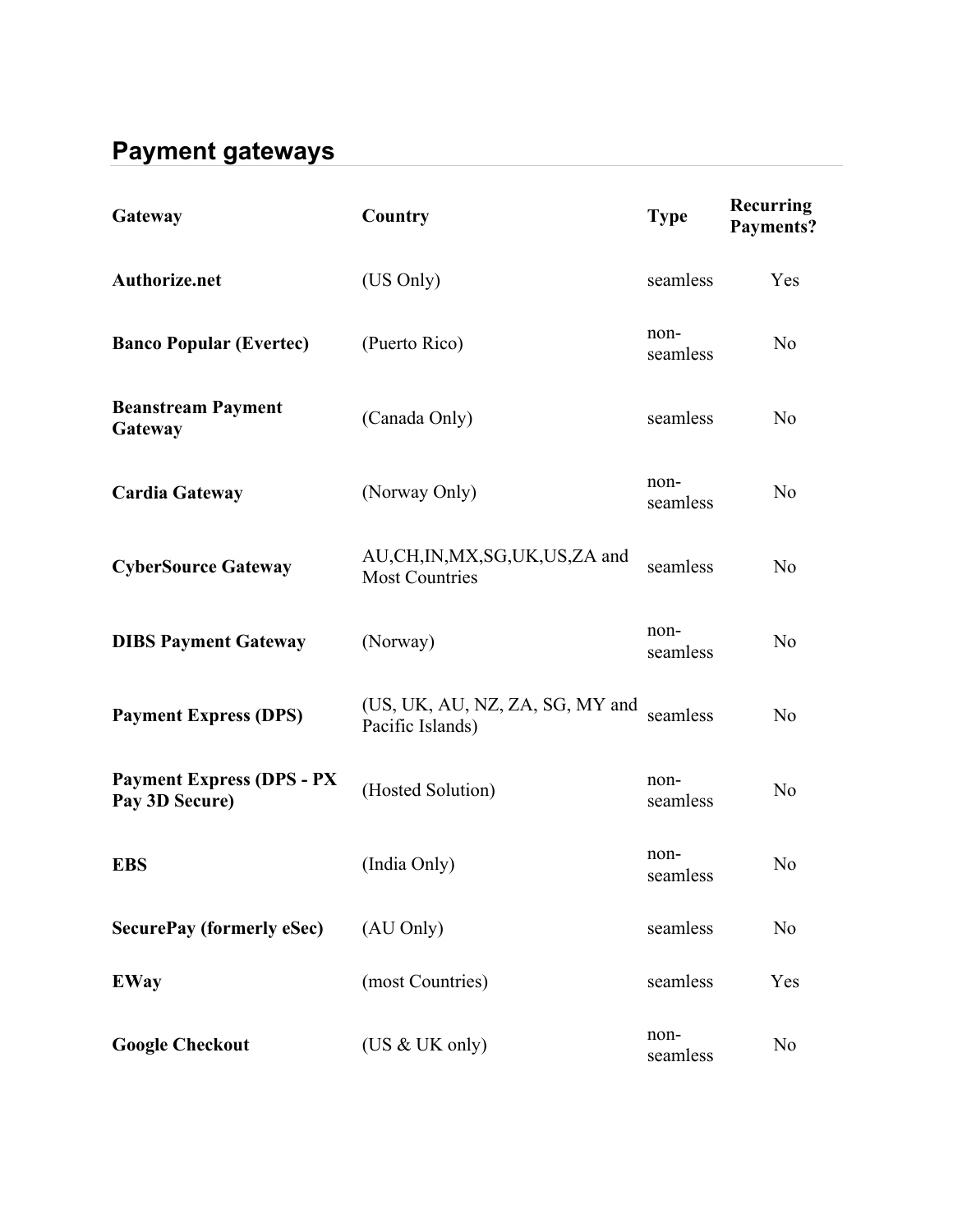## Payment gateways

| Gateway | Country | Type | Recurring Payments? |
|---|---|---|---|
| **Authorize.net** | (US Only) | seamless | Yes |
| **Banco Popular (Evertec)** | (Puerto Rico) | non-seamless | No |
| **Beanstream Payment Gateway** | (Canada Only) | seamless | No |
| **Cardia Gateway** | (Norway Only) | non-seamless | No |
| **CyberSource Gateway** | AU,CH,IN,MX,SG,UK,US,ZA and Most Countries | seamless | No |
| **DIBS Payment Gateway** | (Norway) | non-seamless | No |
| **Payment Express (DPS)** | (US, UK, AU, NZ, ZA, SG, MY and Pacific Islands) | seamless | No |
| **Payment Express (DPS - PX Pay 3D Secure)** | (Hosted Solution) | non-seamless | No |
| **EBS** | (India Only) | non-seamless | No |
| **SecurePay (formerly eSec)** | (AU Only) | seamless | No |
| **EWay** | (most Countries) | seamless | Yes |
| **Google Checkout** | (US & UK only) | non-seamless | No |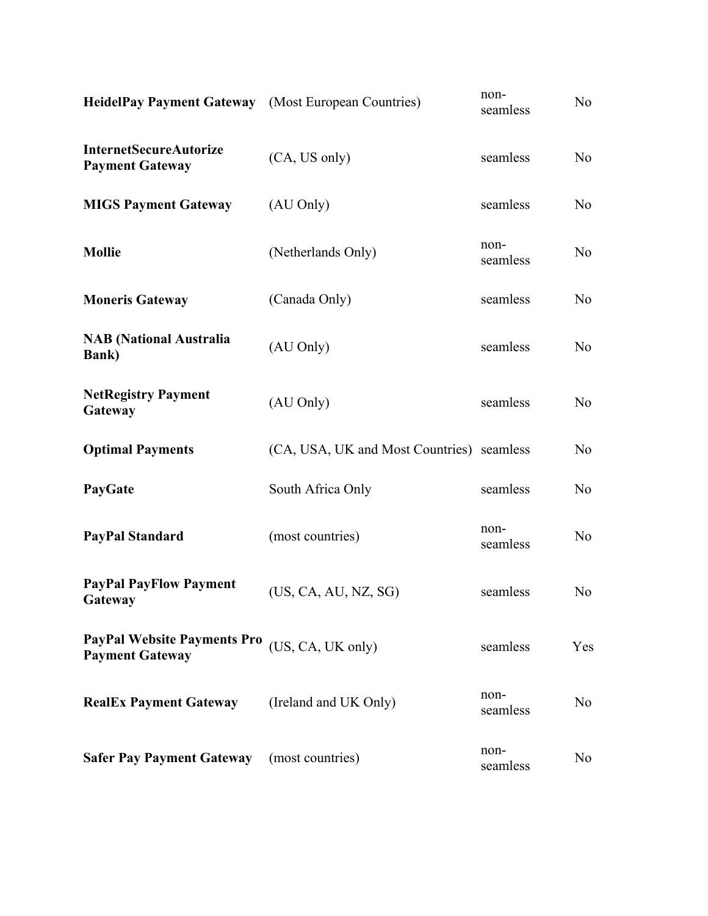| | | | |
|---|---|---|---|
| **HeidelPay Payment Gateway** | (Most European Countries) | non-seamless | No |
| **InternetSecureAutorize Payment Gateway** | (CA, US only) | seamless | No |
| **MIGS Payment Gateway** | (AU Only) | seamless | No |
| **Mollie** | (Netherlands Only) | non-seamless | No |
| **Moneris Gateway** | (Canada Only) | seamless | No |
| **NAB (National Australia Bank)** | (AU Only) | seamless | No |
| **NetRegistry Payment Gateway** | (AU Only) | seamless | No |
| **Optimal Payments** | (CA, USA, UK and Most Countries) | seamless | No |
| **PayGate** | South Africa Only | seamless | No |
| **PayPal Standard** | (most countries) | non-seamless | No |
| **PayPal PayFlow Payment Gateway** | (US, CA, AU, NZ, SG) | seamless | No |
| **PayPal Website Payments Pro Payment Gateway** | (US, CA, UK only) | seamless | Yes |
| **RealEx Payment Gateway** | (Ireland and UK Only) | non-seamless | No |
| **Safer Pay Payment Gateway** | (most countries) | non-seamless | No |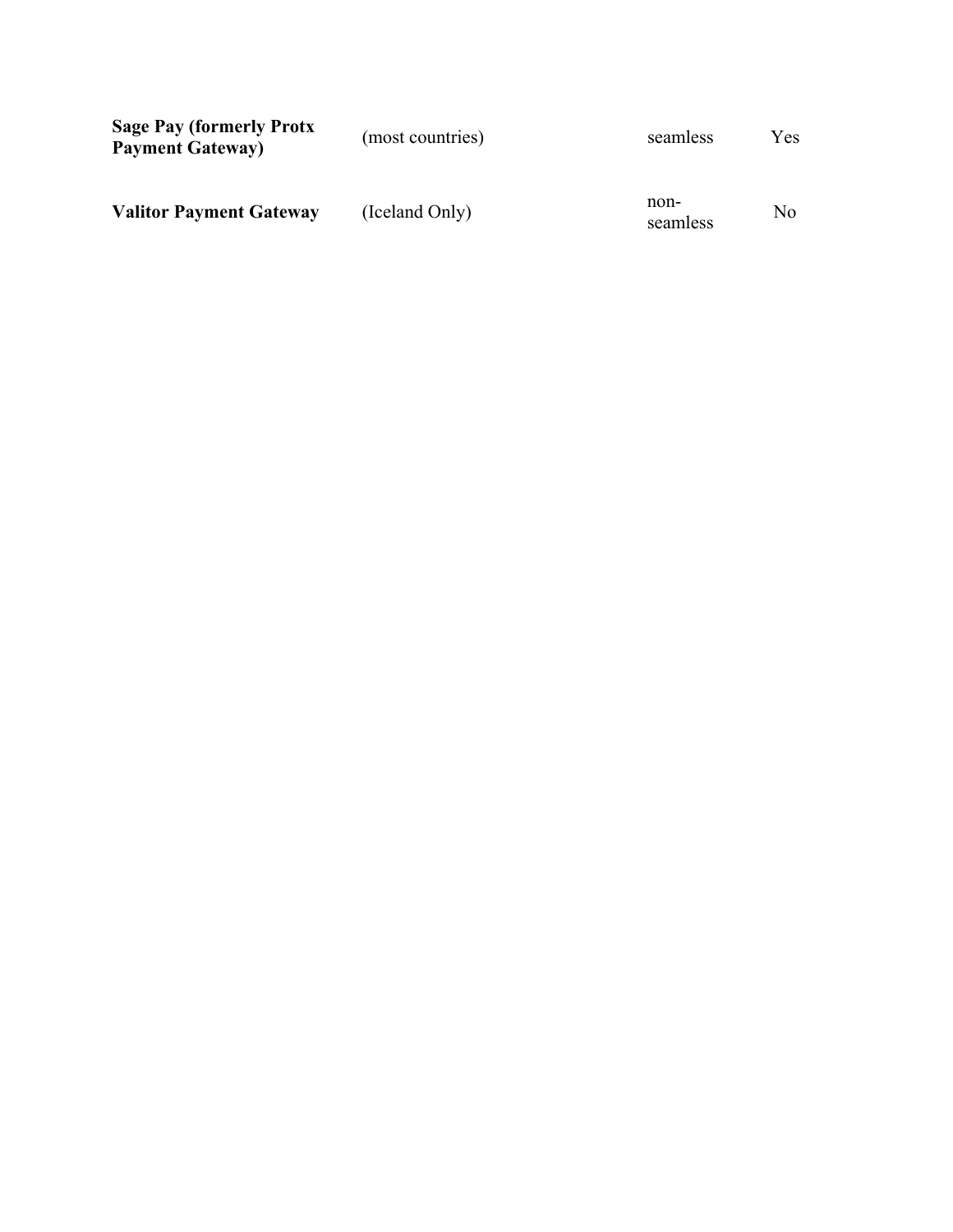| | | | |
|---|---|---|---|
| **Sage Pay (formerly Protx Payment Gateway)** | (most countries) | seamless | Yes |
| **Valitor Payment Gateway** | (Iceland Only) | non-seamless | No |